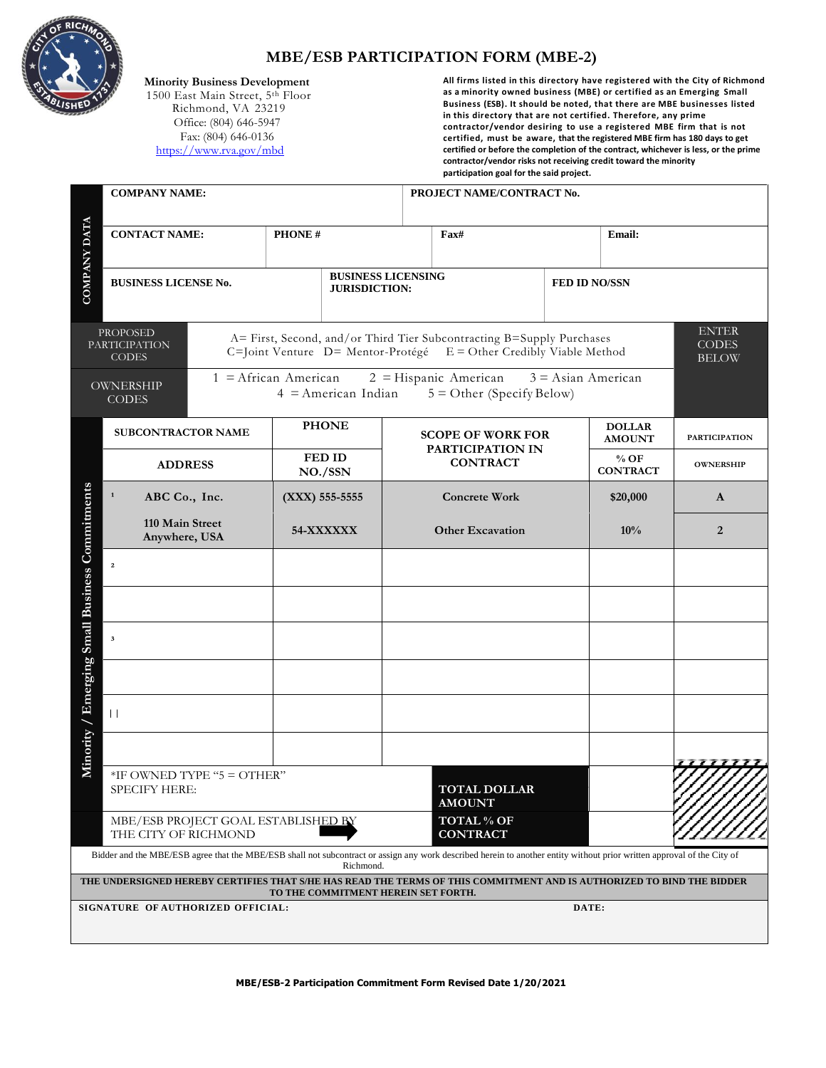# MBE/ESB PARTICIPATION FORM (MBE-2)

**Minority Business Development**
1500 East Main Street, 5th Floor
Richmond, VA 23219
Office: (804) 646-5947
Fax: (804) 646-0136
https://www.rva.gov/mbd

**All firms listed in this directory have registered with the City of Richmond as a minority owned business (MBE) or certified as an Emerging Small Business (ESB). It should be noted, that there are MBE businesses listed in this directory that are not certified. Therefore, any prime contractor/vendor desiring to use a registered MBE firm that is not certified, must be aware, that the registered MBE firm has 180 days to get certified or before the completion of the contract, whichever is less, or the prime contractor/vendor risks not receiving credit toward the minority participation goal for the said project.**

## COMPANY DATA

| | | | |
|---|---|---|---|
| **COMPANY NAME:** | | **PROJECT NAME/CONTRACT No.** | |
| **CONTACT NAME:** | **PHONE #** | **Fax#** | **Email:** |
| **BUSINESS LICENSE No.** | **BUSINESS LICENSING JURISDICTION:** | **FED ID NO/SSN** | |

| | | |
|---|---|---|
| PROPOSED PARTICIPATION CODES | A= First, Second, and/or Third Tier Subcontracting B=Supply Purchases C=Joint Venture D= Mentor-Protégé E = Other Credibly Viable Method | ENTER CODES BELOW |
| OWNERSHIP CODES | 1 = African American 2 = Hispanic American 3 = Asian American 4 = American Indian 5 = Other (Specify Below) | |

## Minority / Emerging Small Business Commitments

| SUBCONTRACTOR NAME / ADDRESS | PHONE / FED ID NO./SSN | SCOPE OF WORK FOR PARTICIPATION IN CONTRACT | DOLLAR AMOUNT / % OF CONTRACT | PARTICIPATION / OWNERSHIP |
|---|---|---|---|---|
| 1 **ABC Co., Inc.** | **(XXX) 555-5555** | **Concrete Work** | **$20,000** | **A** |
| **110 Main Street Anywhere, USA** | **54-XXXXXX** | **Other Excavation** | **10%** | **2** |
| 2 | | | | |
| | | | | |
| 3 | | | | |
| | | | | |
| \| \| | | | | |
| | | | | |

| | | |
|---|---|---|
| *IF OWNED TYPE "5 = OTHER" SPECIFY HERE: | **TOTAL DOLLAR AMOUNT** | |
| MBE/ESB PROJECT GOAL ESTABLISHED BY THE CITY OF RICHMOND | **TOTAL % OF CONTRACT** | |

Bidder and the MBE/ESB agree that the MBE/ESB shall not subcontract or assign any work described herein to another entity without prior written approval of the City of Richmond.

**THE UNDERSIGNED HEREBY CERTIFIES THAT S/HE HAS READ THE TERMS OF THIS COMMITMENT AND IS AUTHORIZED TO BIND THE BIDDER TO THE COMMITMENT HEREIN SET FORTH.**

**SIGNATURE OF AUTHORIZED OFFICIAL:** **DATE:**

**MBE/ESB-2 Participation Commitment Form Revised Date 1/20/2021**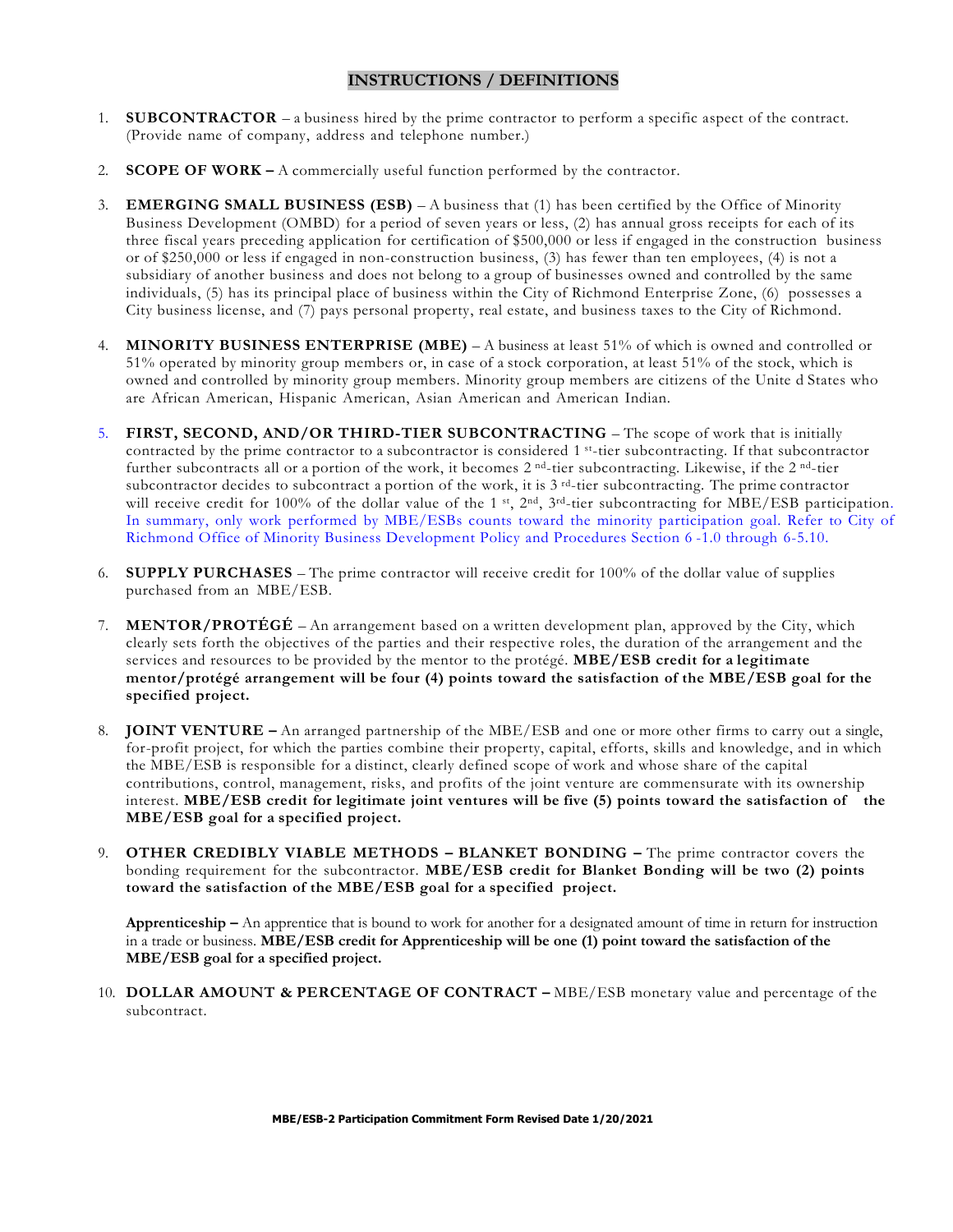## INSTRUCTIONS / DEFINITIONS

1. **SUBCONTRACTOR** – a business hired by the prime contractor to perform a specific aspect of the contract. (Provide name of company, address and telephone number.)

2. **SCOPE OF WORK –** A commercially useful function performed by the contractor.

3. **EMERGING SMALL BUSINESS (ESB)** – A business that (1) has been certified by the Office of Minority Business Development (OMBD) for a period of seven years or less, (2) has annual gross receipts for each of its three fiscal years preceding application for certification of $500,000 or less if engaged in the construction business or of $250,000 or less if engaged in non-construction business, (3) has fewer than ten employees, (4) is not a subsidiary of another business and does not belong to a group of businesses owned and controlled by the same individuals, (5) has its principal place of business within the City of Richmond Enterprise Zone, (6) possesses a City business license, and (7) pays personal property, real estate, and business taxes to the City of Richmond.

4. **MINORITY BUSINESS ENTERPRISE (MBE)** – A business at least 51% of which is owned and controlled or 51% operated by minority group members or, in case of a stock corporation, at least 51% of the stock, which is owned and controlled by minority group members. Minority group members are citizens of the Unite d States who are African American, Hispanic American, Asian American and American Indian.

5. **FIRST, SECOND, AND/OR THIRD-TIER SUBCONTRACTING** – The scope of work that is initially contracted by the prime contractor to a subcontractor is considered 1st-tier subcontracting. If that subcontractor further subcontracts all or a portion of the work, it becomes 2nd-tier subcontracting. Likewise, if the 2nd-tier subcontractor decides to subcontract a portion of the work, it is 3rd-tier subcontracting. The prime contractor will receive credit for 100% of the dollar value of the 1st, 2nd, 3rd-tier subcontracting for MBE/ESB participation. In summary, only work performed by MBE/ESBs counts toward the minority participation goal. Refer to City of Richmond Office of Minority Business Development Policy and Procedures Section 6 -1.0 through 6-5.10.

6. **SUPPLY PURCHASES** – The prime contractor will receive credit for 100% of the dollar value of supplies purchased from an MBE/ESB.

7. **MENTOR/PROTÉGÉ** – An arrangement based on a written development plan, approved by the City, which clearly sets forth the objectives of the parties and their respective roles, the duration of the arrangement and the services and resources to be provided by the mentor to the protégé. **MBE/ESB credit for a legitimate mentor/protégé arrangement will be four (4) points toward the satisfaction of the MBE/ESB goal for the specified project.**

8. **JOINT VENTURE –** An arranged partnership of the MBE/ESB and one or more other firms to carry out a single, for-profit project, for which the parties combine their property, capital, efforts, skills and knowledge, and in which the MBE/ESB is responsible for a distinct, clearly defined scope of work and whose share of the capital contributions, control, management, risks, and profits of the joint venture are commensurate with its ownership interest. **MBE/ESB credit for legitimate joint ventures will be five (5) points toward the satisfaction of the MBE/ESB goal for a specified project.**

9. **OTHER CREDIBLY VIABLE METHODS – BLANKET BONDING –** The prime contractor covers the bonding requirement for the subcontractor. **MBE/ESB credit for Blanket Bonding will be two (2) points toward the satisfaction of the MBE/ESB goal for a specified project.**

   **Apprenticeship –** An apprentice that is bound to work for another for a designated amount of time in return for instruction in a trade or business. **MBE/ESB credit for Apprenticeship will be one (1) point toward the satisfaction of the MBE/ESB goal for a specified project.**

10. **DOLLAR AMOUNT & PERCENTAGE OF CONTRACT –** MBE/ESB monetary value and percentage of the subcontract.

**MBE/ESB-2 Participation Commitment Form Revised Date 1/20/2021**